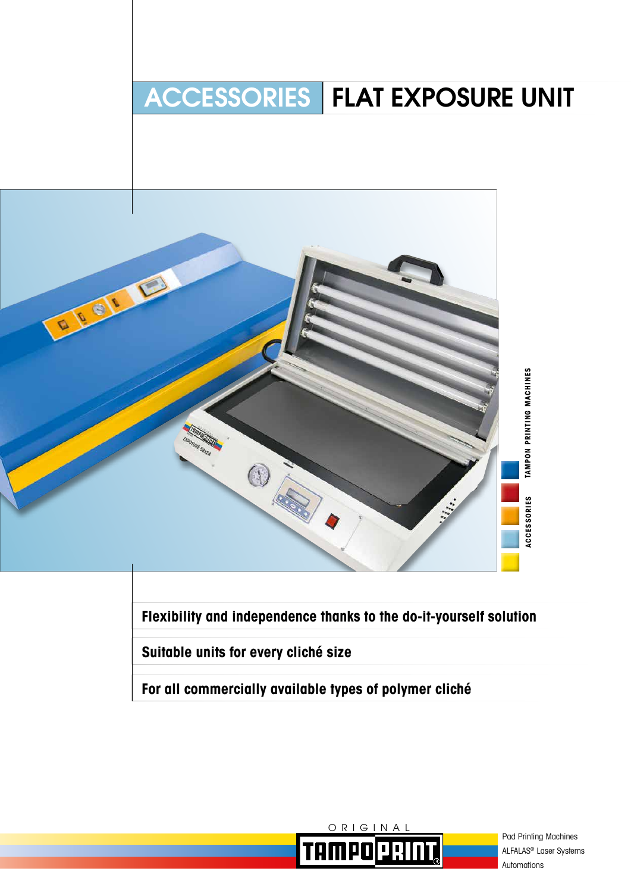# ACCESSORIES | FLAT EXPOSURE UNIT

**Flexibility and independence thanks to the do-it-yourself solution**

**Suitable units for every cliché size**

**For all commercially available types of polymer cliché**

TAMPON PRINTING MACHINES

ACCESSORIES

ORIGINAL TAMPOPRINT

Pad Printing Machines
ALFALAS® Laser Systems
Automations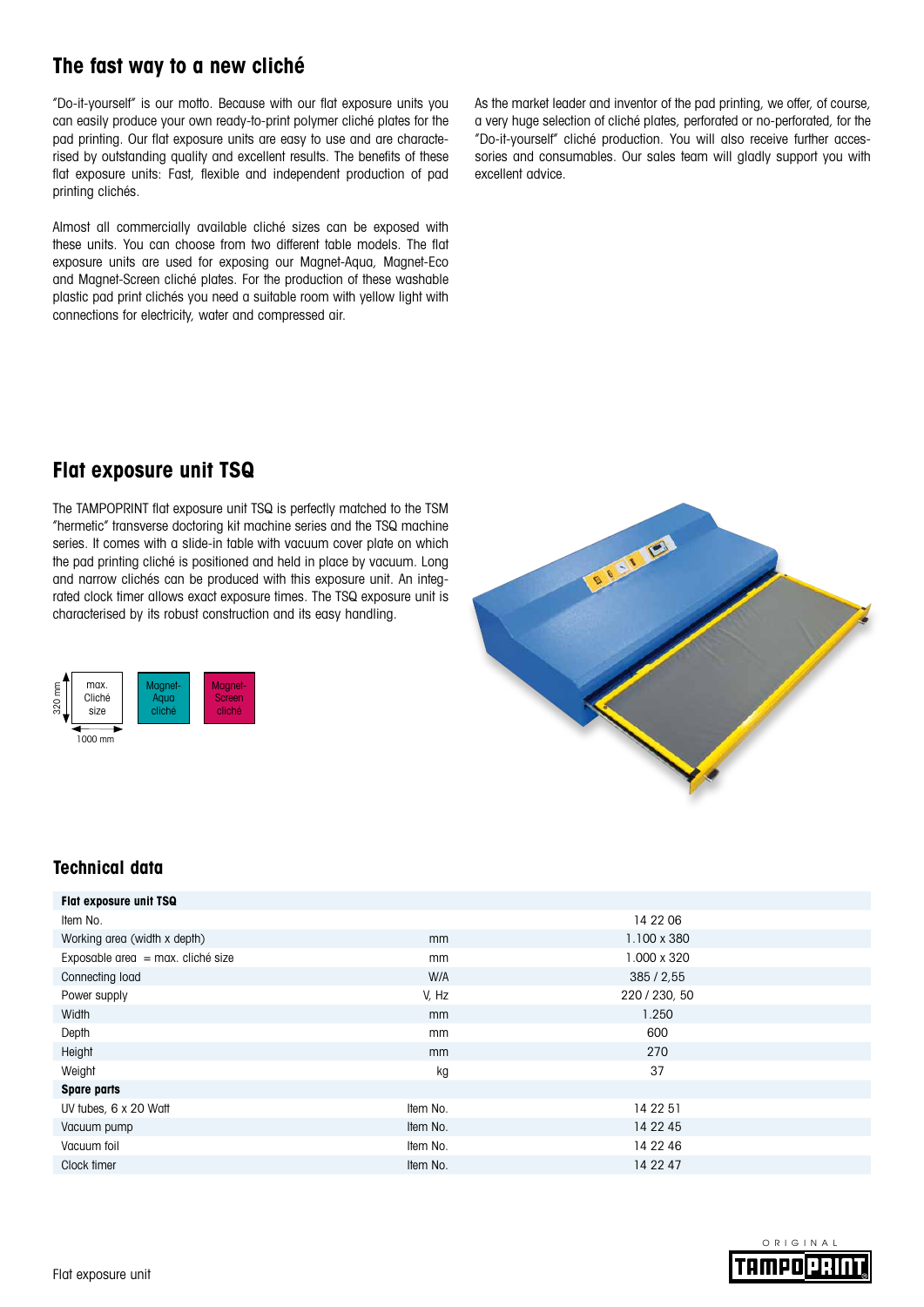## The fast way to a new cliché

"Do-it-yourself" is our motto. Because with our flat exposure units you can easily produce your own ready-to-print polymer cliché plates for the pad printing. Our flat exposure units are easy to use and are characterised by outstanding quality and excellent results. The benefits of these flat exposure units: Fast, flexible and independent production of pad printing clichés.

Almost all commercially available cliché sizes can be exposed with these units. You can choose from two different table models. The flat exposure units are used for exposing our Magnet-Aqua, Magnet-Eco and Magnet-Screen cliché plates. For the production of these washable plastic pad print clichés you need a suitable room with yellow light with connections for electricity, water and compressed air.

As the market leader and inventor of the pad printing, we offer, of course, a very huge selection of cliché plates, perforated or no-perforated, for the "Do-it-yourself" cliché production. You will also receive further accessories and consumables. Our sales team will gladly support you with excellent advice.

## Flat exposure unit TSQ

The TAMPOPRINT flat exposure unit TSQ is perfectly matched to the TSM "hermetic" transverse doctoring kit machine series and the TSQ machine series. It comes with a slide-in table with vacuum cover plate on which the pad printing cliché is positioned and held in place by vacuum. Long and narrow clichés can be produced with this exposure unit. An integrated clock timer allows exact exposure times. The TSQ exposure unit is characterised by its robust construction and its easy handling.

320 mm | max. Cliché size | 1000 mm

Magnet-Aqua cliché

Magnet-Screen cliché

## Technical data

| **Flat exposure unit TSQ** | | |
|---|---|---|
| Item No. | | 14 22 06 |
| Working area (width x depth) | mm | 1.100 x 380 |
| Exposable area = max. cliché size | mm | 1.000 x 320 |
| Connecting load | W/A | 385 / 2,55 |
| Power supply | V, Hz | 220 / 230, 50 |
| Width | mm | 1.250 |
| Depth | mm | 600 |
| Height | mm | 270 |
| Weight | kg | 37 |
| **Spare parts** | | |
| UV tubes, 6 x 20 Watt | Item No. | 14 22 51 |
| Vacuum pump | Item No. | 14 22 45 |
| Vacuum foil | Item No. | 14 22 46 |
| Clock timer | Item No. | 14 22 47 |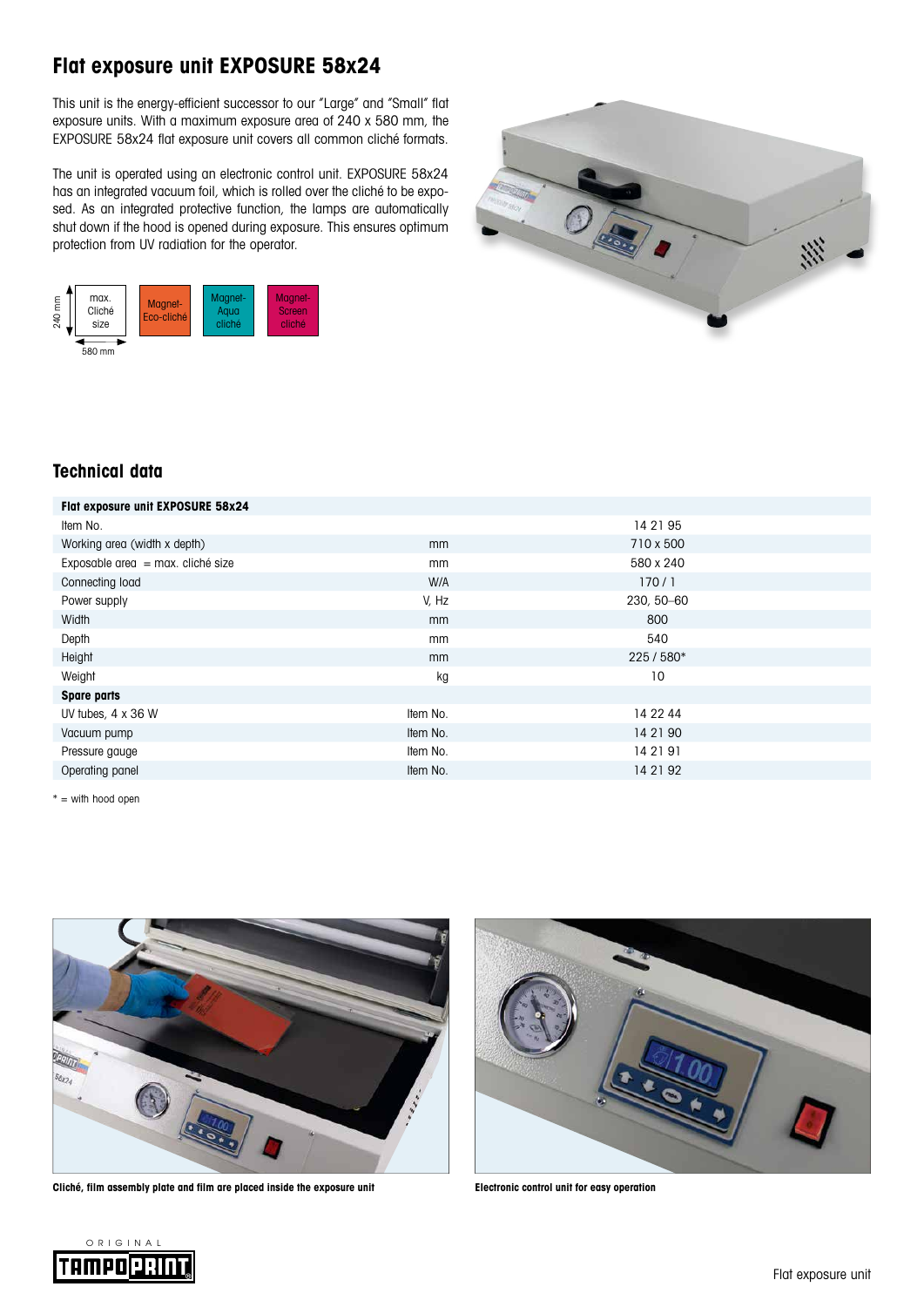# Flat exposure unit EXPOSURE 58x24

This unit is the energy-efficient successor to our "Large" and "Small" flat exposure units. With a maximum exposure area of 240 x 580 mm, the EXPOSURE 58x24 flat exposure unit covers all common cliché formats.

The unit is operated using an electronic control unit. EXPOSURE 58x24 has an integrated vacuum foil, which is rolled over the cliché to be exposed. As an integrated protective function, the lamps are automatically shut down if the hood is opened during exposure. This ensures optimum protection from UV radiation for the operator.

240 mm | max. Cliché size | 580 mm

Magnet-Eco-cliché | Magnet-Aqua cliché | Magnet-Screen cliché

## Technical data

| Flat exposure unit EXPOSURE 58x24 | | |
|---|---|---|
| Item No. | | 14 21 95 |
| Working area (width x depth) | mm | 710 x 500 |
| Exposable area = max. cliché size | mm | 580 x 240 |
| Connecting load | W/A | 170 / 1 |
| Power supply | V, Hz | 230, 50–60 |
| Width | mm | 800 |
| Depth | mm | 540 |
| Height | mm | 225 / 580* |
| Weight | kg | 10 |
| **Spare parts** | | |
| UV tubes, 4 x 36 W | Item No. | 14 22 44 |
| Vacuum pump | Item No. | 14 21 90 |
| Pressure gauge | Item No. | 14 21 91 |
| Operating panel | Item No. | 14 21 92 |

* = with hood open

**Cliché, film assembly plate and film are placed inside the exposure unit**

**Electronic control unit for easy operation**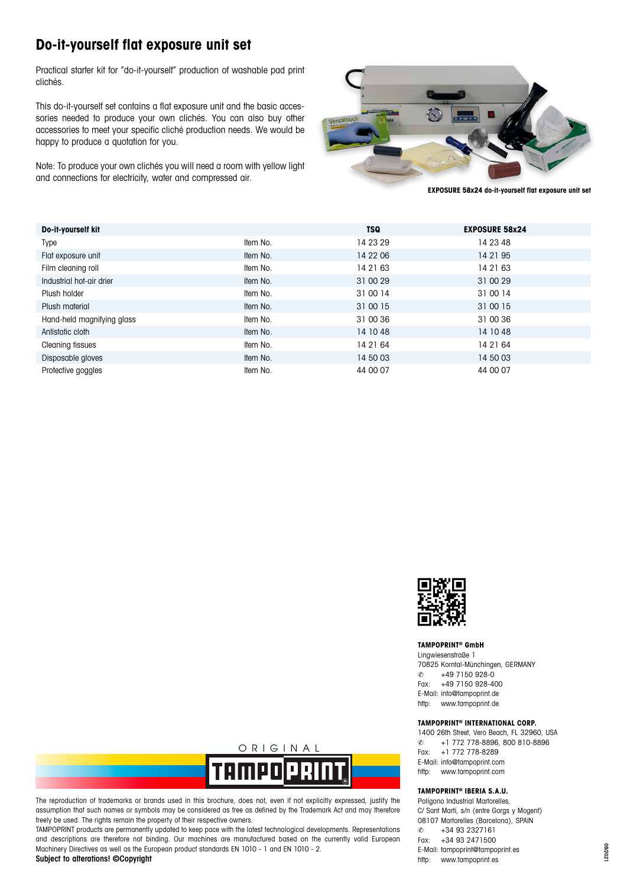# Do-it-yourself flat exposure unit set

Practical starter kit for "do-it-yourself" production of washable pad print clichés.

This do-it-yourself set contains a flat exposure unit and the basic accessories needed to produce your own clichés. You can also buy other accessories to meet your specific cliché production needs. We would be happy to produce a quotation for you.

Note: To produce your own clichés you will need a room with yellow light and connections for electricity, water and compressed air.

EXPOSURE 58x24 do-it-yourself flat exposure unit set

| Do-it-yourself kit | | TSQ | EXPOSURE 58x24 |
|---|---|---|---|
| Type | Item No. | 14 23 29 | 14 23 48 |
| Flat exposure unit | Item No. | 14 22 06 | 14 21 95 |
| Film cleaning roll | Item No. | 14 21 63 | 14 21 63 |
| Industrial hot-air drier | Item No. | 31 00 29 | 31 00 29 |
| Plush holder | Item No. | 31 00 14 | 31 00 14 |
| Plush material | Item No. | 31 00 15 | 31 00 15 |
| Hand-held magnifying glass | Item No. | 31 00 36 | 31 00 36 |
| Antistatic cloth | Item No. | 14 10 48 | 14 10 48 |
| Cleaning tissues | Item No. | 14 21 64 | 14 21 64 |
| Disposable gloves | Item No. | 14 50 03 | 14 50 03 |
| Protective goggles | Item No. | 44 00 07 | 44 00 07 |

**TAMPOPRINT® GmbH**
Lingwiesenstraße 1
70825 Korntal-Münchingen, GERMANY
✆ +49 7150 928-0
Fax: +49 7150 928-400
E-Mail: info@tampoprint.de
http: www.tampoprint.de

**TAMPOPRINT® INTERNATIONAL CORP.**
1400 26th Street, Vero Beach, FL 32960, USA
✆ +1 772 778-8896, 800 810-8896
Fax: +1 772 778-8289
E-Mail: info@tampoprint.com
http: www.tampoprint.com

**TAMPOPRINT® IBERIA S.A.U.**
Polígono Industrial Martorelles,
C/ Sant Martí, s/n (entre Gorgs y Mogent)
08107 Martorelles (Barcelona), SPAIN
✆ +34 93 2327161
Fax: +34 93 2471500
E-Mail: tampoprint@tampoprint.es
http: www.tampoprint.es

ORIGINAL TAMPOPRINT®

The reproduction of trademarks or brands used in this brochure, does not, even if not explicitly expressed, justify the assumption that such names or symbols may be considered as free as defined by the Trademark Act and may therefore freely be used. The rights remain the property of their respective owners.
TAMPOPRINT products are permanently updated to keep pace with the latest technological developments. Representations and descriptions are therefore not binding. Our machines are manufactured based on the currently valid European Machinery Directives as well as the European product standards EN 1010 - 1 and EN 1010 - 2.
**Subject to alterations! ©Copyright**

09/2021